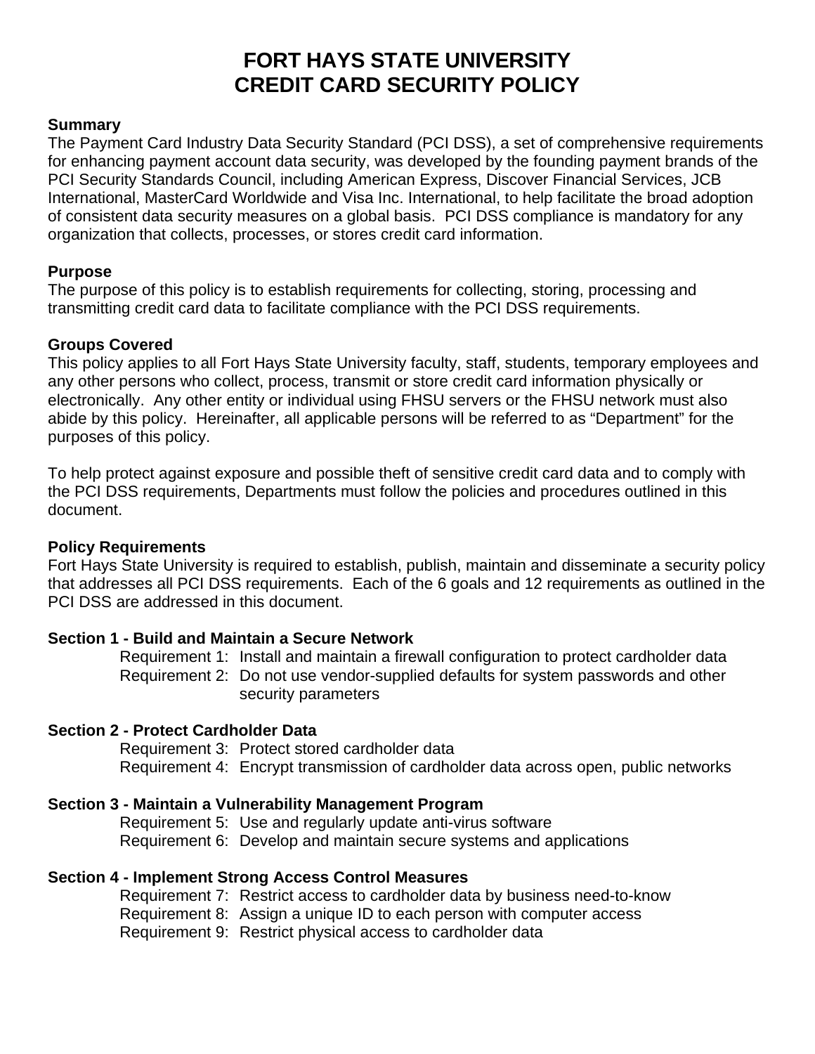# FORT HAYS STATE UNIVERSITY
# CREDIT CARD SECURITY POLICY

**Summary**

The Payment Card Industry Data Security Standard (PCI DSS), a set of comprehensive requirements for enhancing payment account data security, was developed by the founding payment brands of the PCI Security Standards Council, including American Express, Discover Financial Services, JCB International, MasterCard Worldwide and Visa Inc. International, to help facilitate the broad adoption of consistent data security measures on a global basis. PCI DSS compliance is mandatory for any organization that collects, processes, or stores credit card information.

**Purpose**

The purpose of this policy is to establish requirements for collecting, storing, processing and transmitting credit card data to facilitate compliance with the PCI DSS requirements.

**Groups Covered**

This policy applies to all Fort Hays State University faculty, staff, students, temporary employees and any other persons who collect, process, transmit or store credit card information physically or electronically. Any other entity or individual using FHSU servers or the FHSU network must also abide by this policy. Hereinafter, all applicable persons will be referred to as "Department" for the purposes of this policy.

To help protect against exposure and possible theft of sensitive credit card data and to comply with the PCI DSS requirements, Departments must follow the policies and procedures outlined in this document.

**Policy Requirements**

Fort Hays State University is required to establish, publish, maintain and disseminate a security policy that addresses all PCI DSS requirements. Each of the 6 goals and 12 requirements as outlined in the PCI DSS are addressed in this document.

**Section 1 - Build and Maintain a Secure Network**

- Requirement 1: Install and maintain a firewall configuration to protect cardholder data
- Requirement 2: Do not use vendor-supplied defaults for system passwords and other security parameters

**Section 2 - Protect Cardholder Data**

- Requirement 3: Protect stored cardholder data
- Requirement 4: Encrypt transmission of cardholder data across open, public networks

**Section 3 - Maintain a Vulnerability Management Program**

- Requirement 5: Use and regularly update anti-virus software
- Requirement 6: Develop and maintain secure systems and applications

**Section 4 - Implement Strong Access Control Measures**

- Requirement 7: Restrict access to cardholder data by business need-to-know
- Requirement 8: Assign a unique ID to each person with computer access
- Requirement 9: Restrict physical access to cardholder data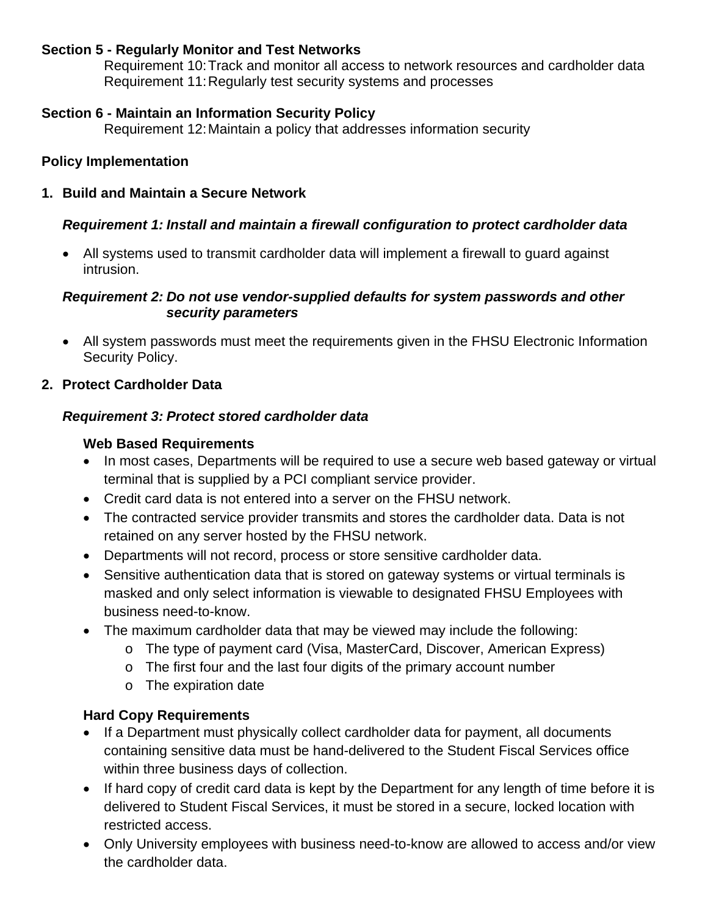**Section 5 - Regularly Monitor and Test Networks**

Requirement 10: Track and monitor all access to network resources and cardholder data
Requirement 11: Regularly test security systems and processes

**Section 6 - Maintain an Information Security Policy**

Requirement 12: Maintain a policy that addresses information security

**Policy Implementation**

1. **Build and Maintain a Secure Network**

   ***Requirement 1: Install and maintain a firewall configuration to protect cardholder data***

   - All systems used to transmit cardholder data will implement a firewall to guard against intrusion.

   ***Requirement 2: Do not use vendor-supplied defaults for system passwords and other security parameters***

   - All system passwords must meet the requirements given in the FHSU Electronic Information Security Policy.

2. **Protect Cardholder Data**

   ***Requirement 3: Protect stored cardholder data***

   **Web Based Requirements**

   - In most cases, Departments will be required to use a secure web based gateway or virtual terminal that is supplied by a PCI compliant service provider.
   - Credit card data is not entered into a server on the FHSU network.
   - The contracted service provider transmits and stores the cardholder data. Data is not retained on any server hosted by the FHSU network.
   - Departments will not record, process or store sensitive cardholder data.
   - Sensitive authentication data that is stored on gateway systems or virtual terminals is masked and only select information is viewable to designated FHSU Employees with business need-to-know.
   - The maximum cardholder data that may be viewed may include the following:
     - The type of payment card (Visa, MasterCard, Discover, American Express)
     - The first four and the last four digits of the primary account number
     - The expiration date

   **Hard Copy Requirements**

   - If a Department must physically collect cardholder data for payment, all documents containing sensitive data must be hand-delivered to the Student Fiscal Services office within three business days of collection.
   - If hard copy of credit card data is kept by the Department for any length of time before it is delivered to Student Fiscal Services, it must be stored in a secure, locked location with restricted access.
   - Only University employees with business need-to-know are allowed to access and/or view the cardholder data.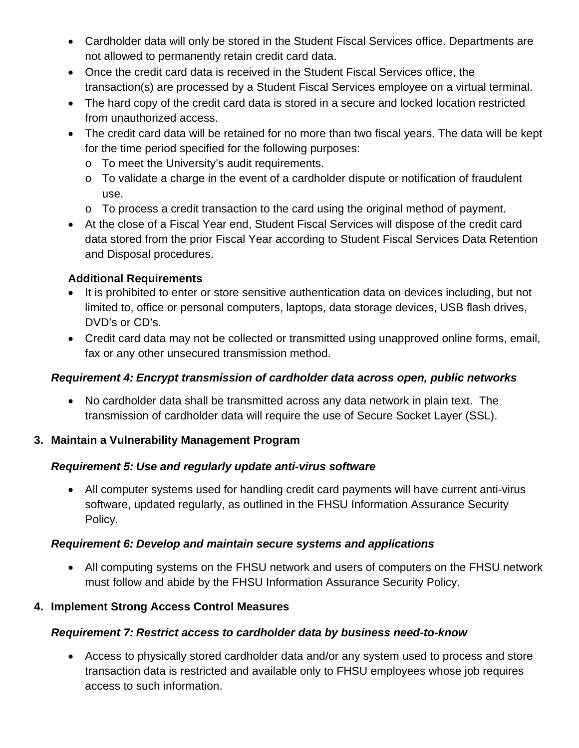- Cardholder data will only be stored in the Student Fiscal Services office. Departments are not allowed to permanently retain credit card data.
- Once the credit card data is received in the Student Fiscal Services office, the transaction(s) are processed by a Student Fiscal Services employee on a virtual terminal.
- The hard copy of the credit card data is stored in a secure and locked location restricted from unauthorized access.
- The credit card data will be retained for no more than two fiscal years. The data will be kept for the time period specified for the following purposes:
  - To meet the University's audit requirements.
  - To validate a charge in the event of a cardholder dispute or notification of fraudulent use.
  - To process a credit transaction to the card using the original method of payment.
- At the close of a Fiscal Year end, Student Fiscal Services will dispose of the credit card data stored from the prior Fiscal Year according to Student Fiscal Services Data Retention and Disposal procedures.

**Additional Requirements**

- It is prohibited to enter or store sensitive authentication data on devices including, but not limited to, office or personal computers, laptops, data storage devices, USB flash drives, DVD's or CD's.
- Credit card data may not be collected or transmitted using unapproved online forms, email, fax or any other unsecured transmission method.

***Requirement 4: Encrypt transmission of cardholder data across open, public networks***

- No cardholder data shall be transmitted across any data network in plain text. The transmission of cardholder data will require the use of Secure Socket Layer (SSL).

### 3. Maintain a Vulnerability Management Program

***Requirement 5: Use and regularly update anti-virus software***

- All computer systems used for handling credit card payments will have current anti-virus software, updated regularly, as outlined in the FHSU Information Assurance Security Policy.

***Requirement 6: Develop and maintain secure systems and applications***

- All computing systems on the FHSU network and users of computers on the FHSU network must follow and abide by the FHSU Information Assurance Security Policy.

### 4. Implement Strong Access Control Measures

***Requirement 7: Restrict access to cardholder data by business need-to-know***

- Access to physically stored cardholder data and/or any system used to process and store transaction data is restricted and available only to FHSU employees whose job requires access to such information.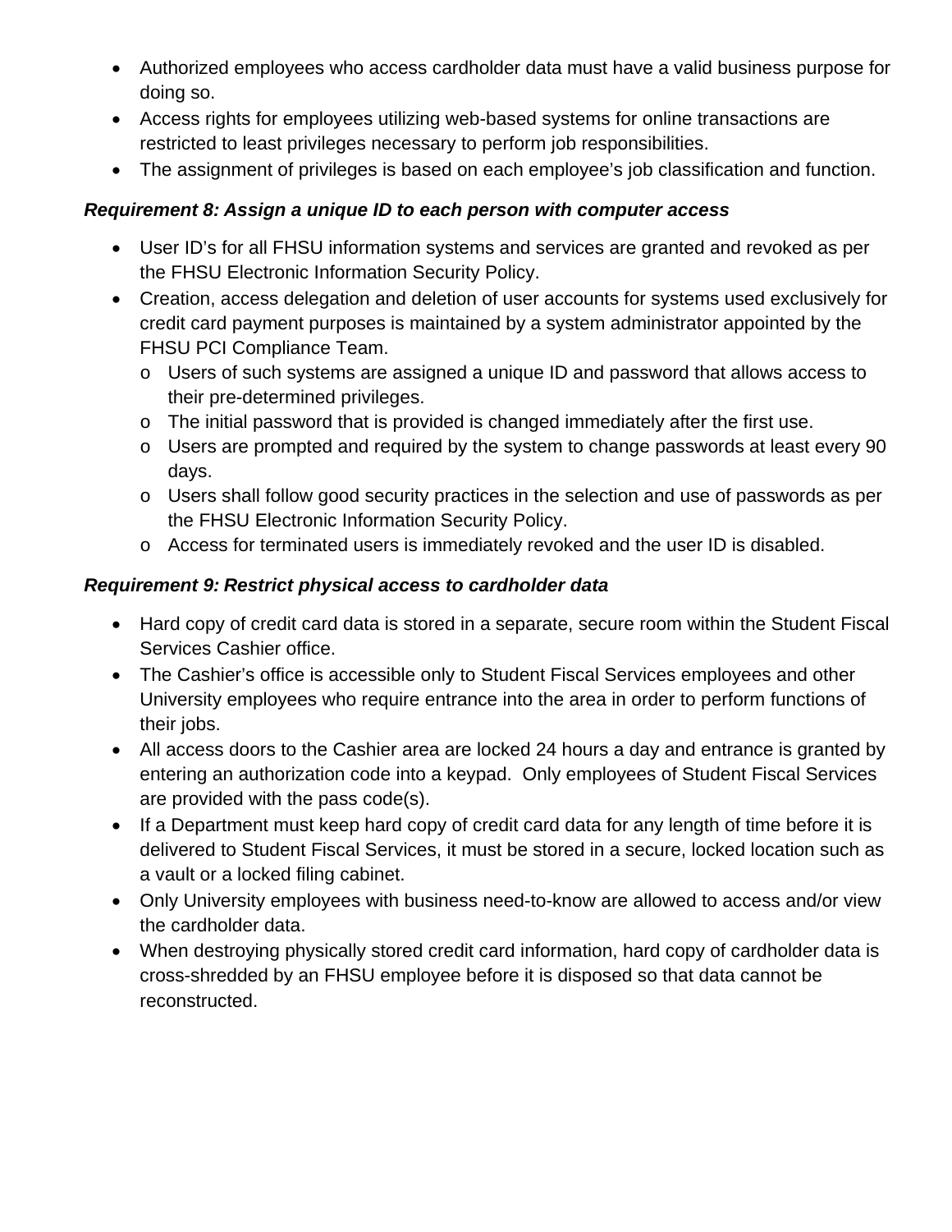- Authorized employees who access cardholder data must have a valid business purpose for doing so.
- Access rights for employees utilizing web-based systems for online transactions are restricted to least privileges necessary to perform job responsibilities.
- The assignment of privileges is based on each employee's job classification and function.

***Requirement 8: Assign a unique ID to each person with computer access***

- User ID's for all FHSU information systems and services are granted and revoked as per the FHSU Electronic Information Security Policy.
- Creation, access delegation and deletion of user accounts for systems used exclusively for credit card payment purposes is maintained by a system administrator appointed by the FHSU PCI Compliance Team.
  - Users of such systems are assigned a unique ID and password that allows access to their pre-determined privileges.
  - The initial password that is provided is changed immediately after the first use.
  - Users are prompted and required by the system to change passwords at least every 90 days.
  - Users shall follow good security practices in the selection and use of passwords as per the FHSU Electronic Information Security Policy.
  - Access for terminated users is immediately revoked and the user ID is disabled.

***Requirement 9: Restrict physical access to cardholder data***

- Hard copy of credit card data is stored in a separate, secure room within the Student Fiscal Services Cashier office.
- The Cashier's office is accessible only to Student Fiscal Services employees and other University employees who require entrance into the area in order to perform functions of their jobs.
- All access doors to the Cashier area are locked 24 hours a day and entrance is granted by entering an authorization code into a keypad. Only employees of Student Fiscal Services are provided with the pass code(s).
- If a Department must keep hard copy of credit card data for any length of time before it is delivered to Student Fiscal Services, it must be stored in a secure, locked location such as a vault or a locked filing cabinet.
- Only University employees with business need-to-know are allowed to access and/or view the cardholder data.
- When destroying physically stored credit card information, hard copy of cardholder data is cross-shredded by an FHSU employee before it is disposed so that data cannot be reconstructed.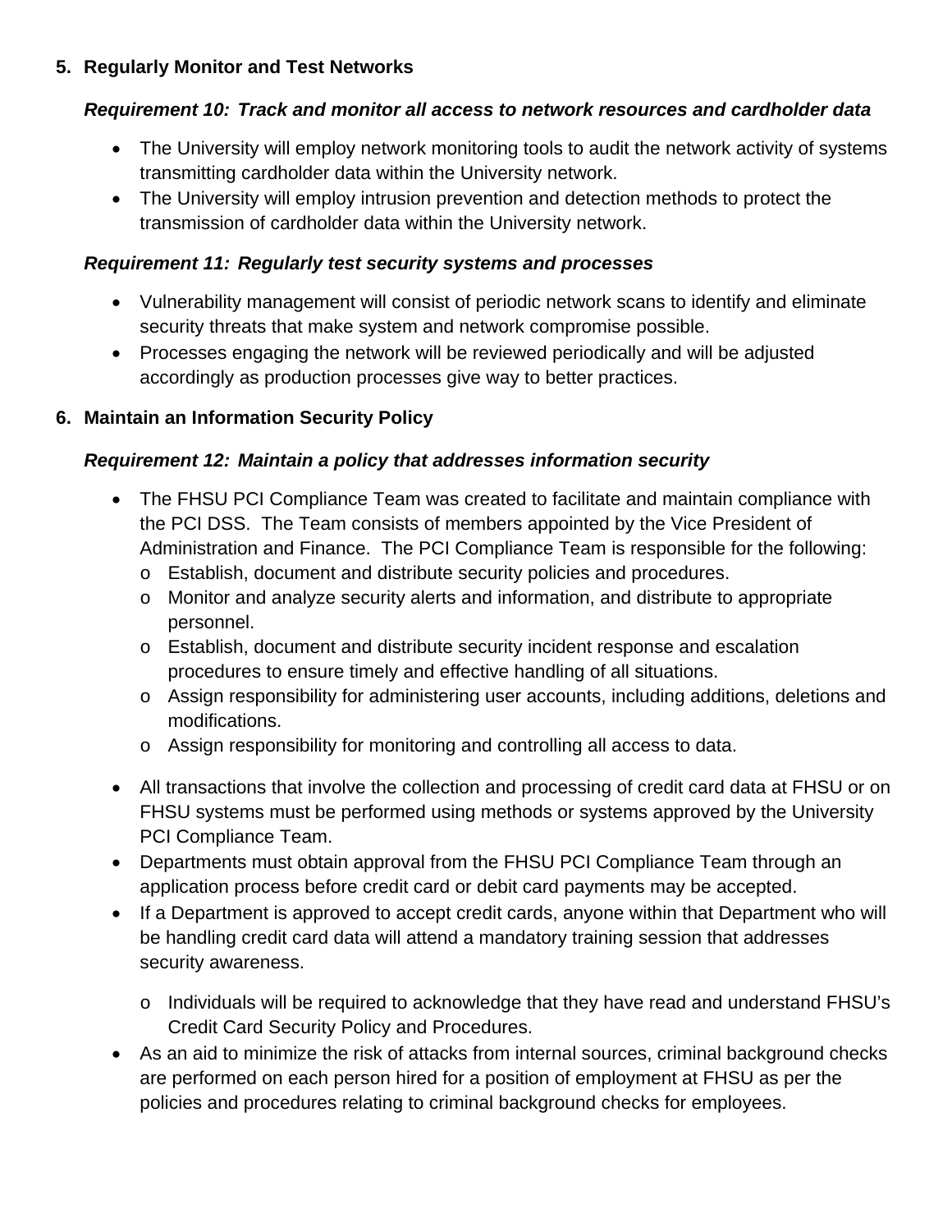5. **Regularly Monitor and Test Networks**

***Requirement 10: Track and monitor all access to network resources and cardholder data***

- The University will employ network monitoring tools to audit the network activity of systems transmitting cardholder data within the University network.
- The University will employ intrusion prevention and detection methods to protect the transmission of cardholder data within the University network.

***Requirement 11: Regularly test security systems and processes***

- Vulnerability management will consist of periodic network scans to identify and eliminate security threats that make system and network compromise possible.
- Processes engaging the network will be reviewed periodically and will be adjusted accordingly as production processes give way to better practices.

6. **Maintain an Information Security Policy**

***Requirement 12: Maintain a policy that addresses information security***

- The FHSU PCI Compliance Team was created to facilitate and maintain compliance with the PCI DSS. The Team consists of members appointed by the Vice President of Administration and Finance. The PCI Compliance Team is responsible for the following:
  - Establish, document and distribute security policies and procedures.
  - Monitor and analyze security alerts and information, and distribute to appropriate personnel.
  - Establish, document and distribute security incident response and escalation procedures to ensure timely and effective handling of all situations.
  - Assign responsibility for administering user accounts, including additions, deletions and modifications.
  - Assign responsibility for monitoring and controlling all access to data.
- All transactions that involve the collection and processing of credit card data at FHSU or on FHSU systems must be performed using methods or systems approved by the University PCI Compliance Team.
- Departments must obtain approval from the FHSU PCI Compliance Team through an application process before credit card or debit card payments may be accepted.
- If a Department is approved to accept credit cards, anyone within that Department who will be handling credit card data will attend a mandatory training session that addresses security awareness.
  - Individuals will be required to acknowledge that they have read and understand FHSU's Credit Card Security Policy and Procedures.
- As an aid to minimize the risk of attacks from internal sources, criminal background checks are performed on each person hired for a position of employment at FHSU as per the policies and procedures relating to criminal background checks for employees.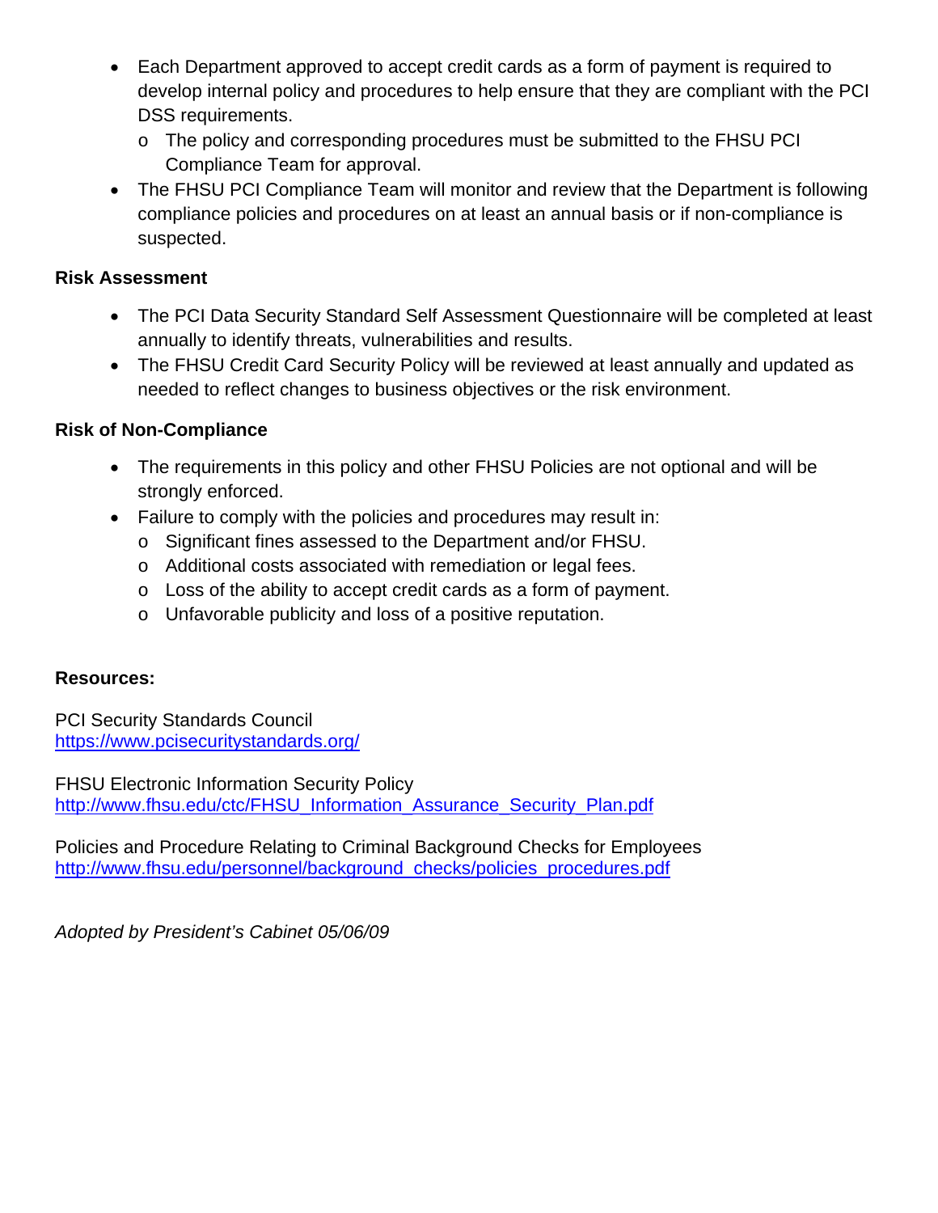- Each Department approved to accept credit cards as a form of payment is required to develop internal policy and procedures to help ensure that they are compliant with the PCI DSS requirements.
  - The policy and corresponding procedures must be submitted to the FHSU PCI Compliance Team for approval.
- The FHSU PCI Compliance Team will monitor and review that the Department is following compliance policies and procedures on at least an annual basis or if non-compliance is suspected.

**Risk Assessment**

- The PCI Data Security Standard Self Assessment Questionnaire will be completed at least annually to identify threats, vulnerabilities and results.
- The FHSU Credit Card Security Policy will be reviewed at least annually and updated as needed to reflect changes to business objectives or the risk environment.

**Risk of Non-Compliance**

- The requirements in this policy and other FHSU Policies are not optional and will be strongly enforced.
- Failure to comply with the policies and procedures may result in:
  - Significant fines assessed to the Department and/or FHSU.
  - Additional costs associated with remediation or legal fees.
  - Loss of the ability to accept credit cards as a form of payment.
  - Unfavorable publicity and loss of a positive reputation.

**Resources:**

PCI Security Standards Council
https://www.pcisecuritystandards.org/

FHSU Electronic Information Security Policy
http://www.fhsu.edu/ctc/FHSU_Information_Assurance_Security_Plan.pdf

Policies and Procedure Relating to Criminal Background Checks for Employees
http://www.fhsu.edu/personnel/background_checks/policies_procedures.pdf

*Adopted by President's Cabinet 05/06/09*